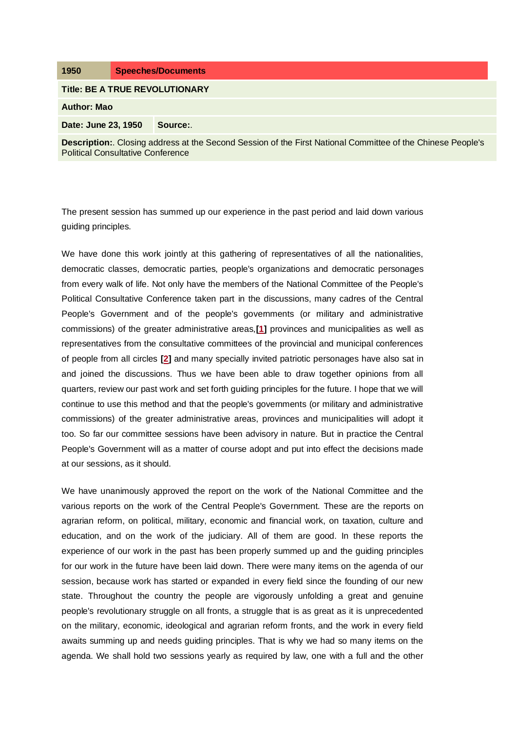| 1950 | Speeches/Documents |
| --- | --- |
| **Title: BE A TRUE REVOLUTIONARY** | |
| **Author: Mao** | |
| **Date: June 23, 1950** | **Source:**. |
| **Description:**. Closing address at the Second Session of the First National Committee of the Chinese People's Political Consultative Conference | |

The present session has summed up our experience in the past period and laid down various guiding principles.

We have done this work jointly at this gathering of representatives of all the nationalities, democratic classes, democratic parties, people's organizations and democratic personages from every walk of life. Not only have the members of the National Committee of the People's Political Consultative Conference taken part in the discussions, many cadres of the Central People's Government and of the people's governments (or military and administrative commissions) of the greater administrative areas,[1] provinces and municipalities as well as representatives from the consultative committees of the provincial and municipal conferences of people from all circles [2] and many specially invited patriotic personages have also sat in and joined the discussions. Thus we have been able to draw together opinions from all quarters, review our past work and set forth guiding principles for the future. I hope that we will continue to use this method and that the people's governments (or military and administrative commissions) of the greater administrative areas, provinces and municipalities will adopt it too. So far our committee sessions have been advisory in nature. But in practice the Central People's Government will as a matter of course adopt and put into effect the decisions made at our sessions, as it should.

We have unanimously approved the report on the work of the National Committee and the various reports on the work of the Central People's Government. These are the reports on agrarian reform, on political, military, economic and financial work, on taxation, culture and education, and on the work of the judiciary. All of them are good. In these reports the experience of our work in the past has been properly summed up and the guiding principles for our work in the future have been laid down. There were many items on the agenda of our session, because work has started or expanded in every field since the founding of our new state. Throughout the country the people are vigorously unfolding a great and genuine people's revolutionary struggle on all fronts, a struggle that is as great as it is unprecedented on the military, economic, ideological and agrarian reform fronts, and the work in every field awaits summing up and needs guiding principles. That is why we had so many items on the agenda. We shall hold two sessions yearly as required by law, one with a full and the other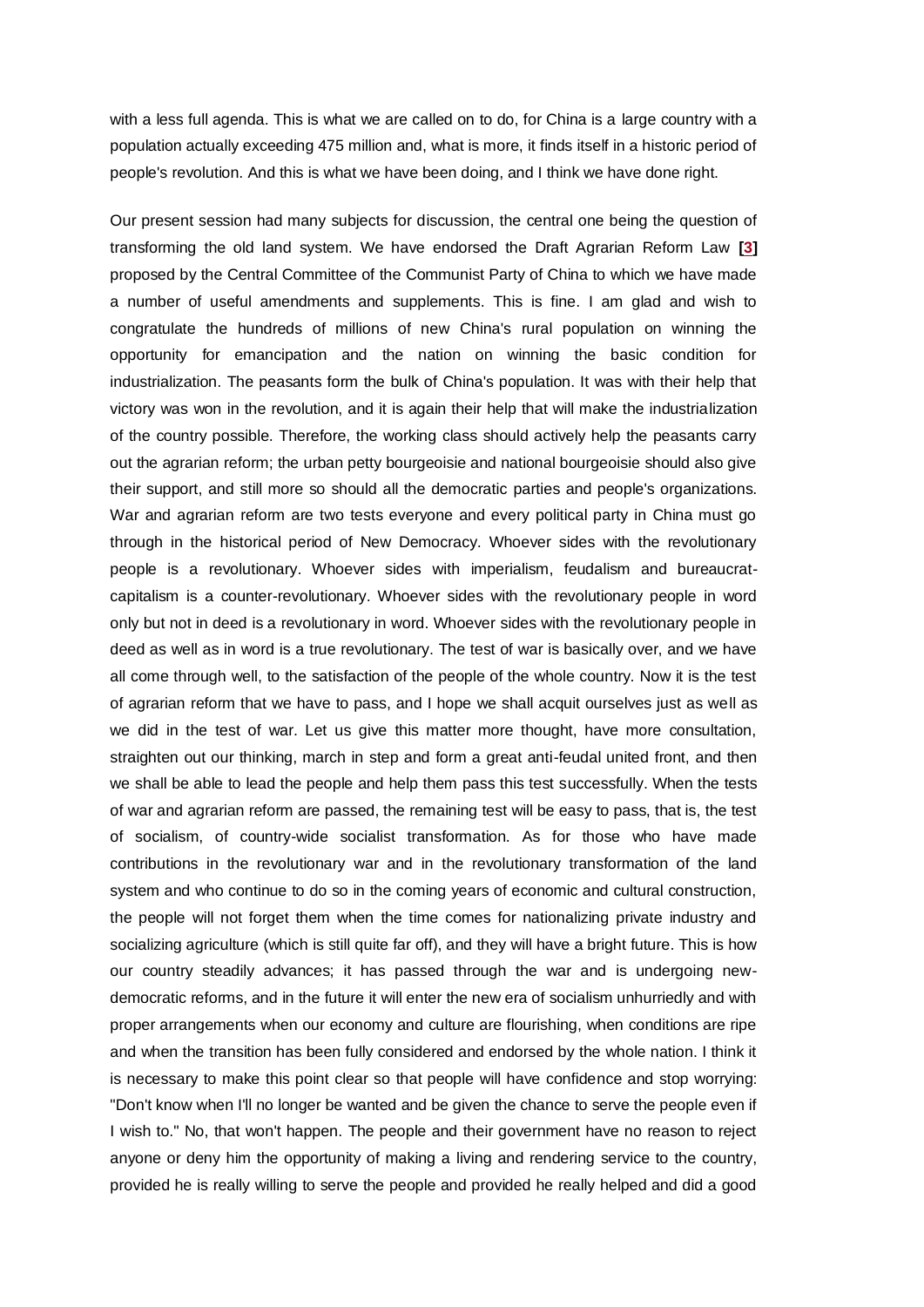with a less full agenda. This is what we are called on to do, for China is a large country with a population actually exceeding 475 million and, what is more, it finds itself in a historic period of people's revolution. And this is what we have been doing, and I think we have done right.

Our present session had many subjects for discussion, the central one being the question of transforming the old land system. We have endorsed the Draft Agrarian Reform Law **[3]** proposed by the Central Committee of the Communist Party of China to which we have made a number of useful amendments and supplements. This is fine. I am glad and wish to congratulate the hundreds of millions of new China's rural population on winning the opportunity for emancipation and the nation on winning the basic condition for industrialization. The peasants form the bulk of China's population. It was with their help that victory was won in the revolution, and it is again their help that will make the industrialization of the country possible. Therefore, the working class should actively help the peasants carry out the agrarian reform; the urban petty bourgeoisie and national bourgeoisie should also give their support, and still more so should all the democratic parties and people's organizations. War and agrarian reform are two tests everyone and every political party in China must go through in the historical period of New Democracy. Whoever sides with the revolutionary people is a revolutionary. Whoever sides with imperialism, feudalism and bureaucrat-capitalism is a counter-revolutionary. Whoever sides with the revolutionary people in word only but not in deed is a revolutionary in word. Whoever sides with the revolutionary people in deed as well as in word is a true revolutionary. The test of war is basically over, and we have all come through well, to the satisfaction of the people of the whole country. Now it is the test of agrarian reform that we have to pass, and I hope we shall acquit ourselves just as well as we did in the test of war. Let us give this matter more thought, have more consultation, straighten out our thinking, march in step and form a great anti-feudal united front, and then we shall be able to lead the people and help them pass this test successfully. When the tests of war and agrarian reform are passed, the remaining test will be easy to pass, that is, the test of socialism, of country-wide socialist transformation. As for those who have made contributions in the revolutionary war and in the revolutionary transformation of the land system and who continue to do so in the coming years of economic and cultural construction, the people will not forget them when the time comes for nationalizing private industry and socializing agriculture (which is still quite far off), and they will have a bright future. This is how our country steadily advances; it has passed through the war and is undergoing new-democratic reforms, and in the future it will enter the new era of socialism unhurriedly and with proper arrangements when our economy and culture are flourishing, when conditions are ripe and when the transition has been fully considered and endorsed by the whole nation. I think it is necessary to make this point clear so that people will have confidence and stop worrying: "Don't know when I'll no longer be wanted and be given the chance to serve the people even if I wish to." No, that won't happen. The people and their government have no reason to reject anyone or deny him the opportunity of making a living and rendering service to the country, provided he is really willing to serve the people and provided he really helped and did a good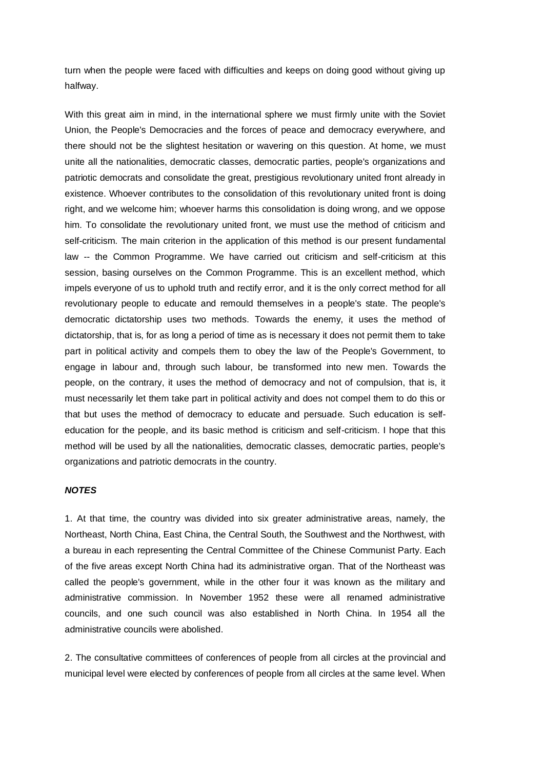turn when the people were faced with difficulties and keeps on doing good without giving up halfway.

With this great aim in mind, in the international sphere we must firmly unite with the Soviet Union, the People's Democracies and the forces of peace and democracy everywhere, and there should not be the slightest hesitation or wavering on this question. At home, we must unite all the nationalities, democratic classes, democratic parties, people's organizations and patriotic democrats and consolidate the great, prestigious revolutionary united front already in existence. Whoever contributes to the consolidation of this revolutionary united front is doing right, and we welcome him; whoever harms this consolidation is doing wrong, and we oppose him. To consolidate the revolutionary united front, we must use the method of criticism and self-criticism. The main criterion in the application of this method is our present fundamental law -- the Common Programme. We have carried out criticism and self-criticism at this session, basing ourselves on the Common Programme. This is an excellent method, which impels everyone of us to uphold truth and rectify error, and it is the only correct method for all revolutionary people to educate and remould themselves in a people's state. The people's democratic dictatorship uses two methods. Towards the enemy, it uses the method of dictatorship, that is, for as long a period of time as is necessary it does not permit them to take part in political activity and compels them to obey the law of the People's Government, to engage in labour and, through such labour, be transformed into new men. Towards the people, on the contrary, it uses the method of democracy and not of compulsion, that is, it must necessarily let them take part in political activity and does not compel them to do this or that but uses the method of democracy to educate and persuade. Such education is self-education for the people, and its basic method is criticism and self-criticism. I hope that this method will be used by all the nationalities, democratic classes, democratic parties, people's organizations and patriotic democrats in the country.

***NOTES***

1. At that time, the country was divided into six greater administrative areas, namely, the Northeast, North China, East China, the Central South, the Southwest and the Northwest, with a bureau in each representing the Central Committee of the Chinese Communist Party. Each of the five areas except North China had its administrative organ. That of the Northeast was called the people's government, while in the other four it was known as the military and administrative commission. In November 1952 these were all renamed administrative councils, and one such council was also established in North China. In 1954 all the administrative councils were abolished.

2. The consultative committees of conferences of people from all circles at the provincial and municipal level were elected by conferences of people from all circles at the same level. When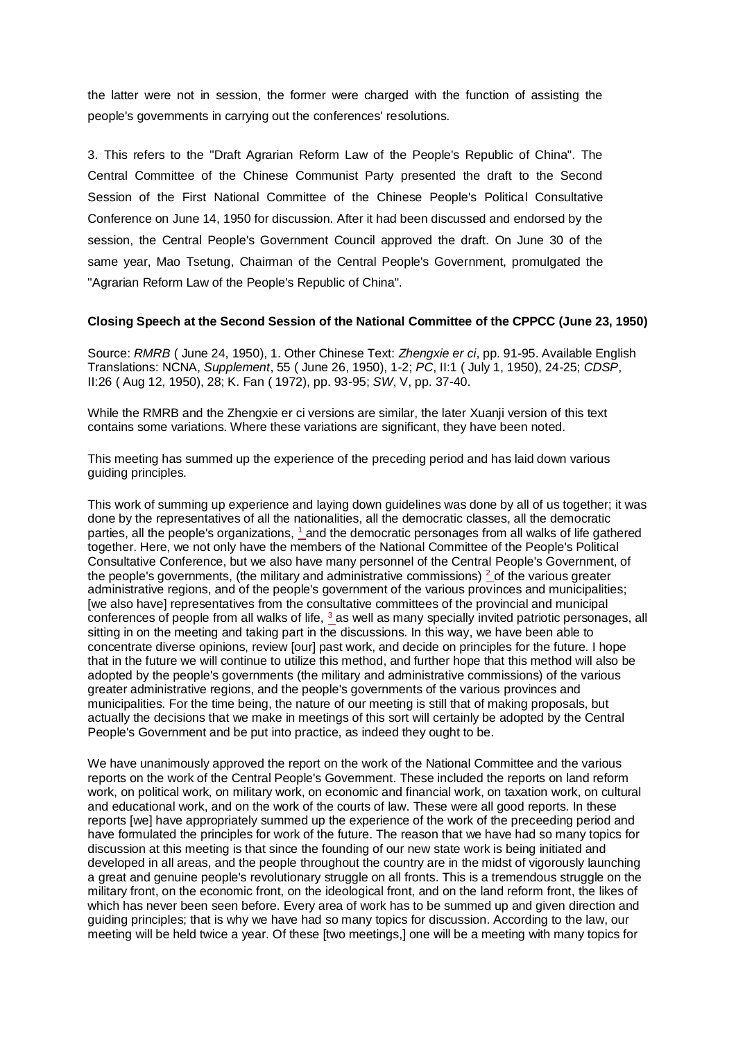the latter were not in session, the former were charged with the function of assisting the people's governments in carrying out the conferences' resolutions.

3. This refers to the "Draft Agrarian Reform Law of the People's Republic of China". The Central Committee of the Chinese Communist Party presented the draft to the Second Session of the First National Committee of the Chinese People's Political Consultative Conference on June 14, 1950 for discussion. After it had been discussed and endorsed by the session, the Central People's Government Council approved the draft. On June 30 of the same year, Mao Tsetung, Chairman of the Central People's Government, promulgated the "Agrarian Reform Law of the People's Republic of China".

**Closing Speech at the Second Session of the National Committee of the CPPCC (June 23, 1950)**

Source: *RMRB* ( June 24, 1950), 1. Other Chinese Text: *Zhengxie er ci*, pp. 91-95. Available English Translations: NCNA, *Supplement*, 55 ( June 26, 1950), 1-2; *PC*, II:1 ( July 1, 1950), 24-25; *CDSP*, II:26 ( Aug 12, 1950), 28; K. Fan ( 1972), pp. 93-95; *SW*, V, pp. 37-40.

While the RMRB and the Zhengxie er ci versions are similar, the later Xuanji version of this text contains some variations. Where these variations are significant, they have been noted.

This meeting has summed up the experience of the preceding period and has laid down various guiding principles.

This work of summing up experience and laying down guidelines was done by all of us together; it was done by the representatives of all the nationalities, all the democratic classes, all the democratic parties, all the people's organizations, [1] and the democratic personages from all walks of life gathered together. Here, we not only have the members of the National Committee of the People's Political Consultative Conference, but we also have many personnel of the Central People's Government, of the people's governments, (the military and administrative commissions) [2] of the various greater administrative regions, and of the people's government of the various provinces and municipalities; [we also have] representatives from the consultative committees of the provincial and municipal conferences of people from all walks of life, [3] as well as many specially invited patriotic personages, all sitting in on the meeting and taking part in the discussions. In this way, we have been able to concentrate diverse opinions, review [our] past work, and decide on principles for the future. I hope that in the future we will continue to utilize this method, and further hope that this method will also be adopted by the people's governments (the military and administrative commissions) of the various greater administrative regions, and the people's governments of the various provinces and municipalities. For the time being, the nature of our meeting is still that of making proposals, but actually the decisions that we make in meetings of this sort will certainly be adopted by the Central People's Government and be put into practice, as indeed they ought to be.

We have unanimously approved the report on the work of the National Committee and the various reports on the work of the Central People's Government. These included the reports on land reform work, on political work, on military work, on economic and financial work, on taxation work, on cultural and educational work, and on the work of the courts of law. These were all good reports. In these reports [we] have appropriately summed up the experience of the work of the preceeding period and have formulated the principles for work of the future. The reason that we have had so many topics for discussion at this meeting is that since the founding of our new state work is being initiated and developed in all areas, and the people throughout the country are in the midst of vigorously launching a great and genuine people's revolutionary struggle on all fronts. This is a tremendous struggle on the military front, on the economic front, on the ideological front, and on the land reform front, the likes of which has never been seen before. Every area of work has to be summed up and given direction and guiding principles; that is why we have had so many topics for discussion. According to the law, our meeting will be held twice a year. Of these [two meetings,] one will be a meeting with many topics for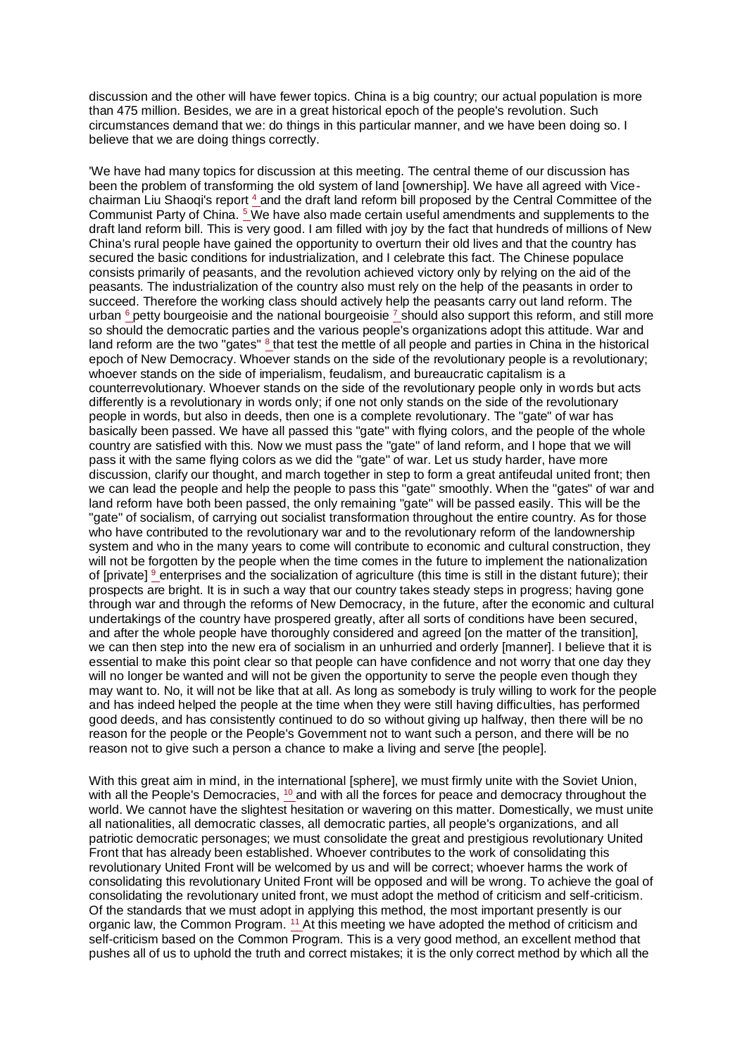discussion and the other will have fewer topics. China is a big country; our actual population is more than 475 million. Besides, we are in a great historical epoch of the people's revolution. Such circumstances demand that we: do things in this particular manner, and we have been doing so. I believe that we are doing things correctly.

'We have had many topics for discussion at this meeting. The central theme of our discussion has been the problem of transforming the old system of land [ownership]. We have all agreed with Vice-chairman Liu Shaoqi's report [4] and the draft land reform bill proposed by the Central Committee of the Communist Party of China. [5] We have also made certain useful amendments and supplements to the draft land reform bill. This is very good. I am filled with joy by the fact that hundreds of millions of New China's rural people have gained the opportunity to overturn their old lives and that the country has secured the basic conditions for industrialization, and I celebrate this fact. The Chinese populace consists primarily of peasants, and the revolution achieved victory only by relying on the aid of the peasants. The industrialization of the country also must rely on the help of the peasants in order to succeed. Therefore the working class should actively help the peasants carry out land reform. The urban [6] petty bourgeoisie and the national bourgeoisie [7] should also support this reform, and still more so should the democratic parties and the various people's organizations adopt this attitude. War and land reform are the two "gates" [8] that test the mettle of all people and parties in China in the historical epoch of New Democracy. Whoever stands on the side of the revolutionary people is a revolutionary; whoever stands on the side of imperialism, feudalism, and bureaucratic capitalism is a counterrevolutionary. Whoever stands on the side of the revolutionary people only in words but acts differently is a revolutionary in words only; if one not only stands on the side of the revolutionary people in words, but also in deeds, then one is a complete revolutionary. The "gate" of war has basically been passed. We have all passed this "gate" with flying colors, and the people of the whole country are satisfied with this. Now we must pass the "gate" of land reform, and I hope that we will pass it with the same flying colors as we did the "gate" of war. Let us study harder, have more discussion, clarify our thought, and march together in step to form a great antifeudal united front; then we can lead the people and help the people to pass this "gate" smoothly. When the "gates" of war and land reform have both been passed, the only remaining "gate" will be passed easily. This will be the "gate" of socialism, of carrying out socialist transformation throughout the entire country. As for those who have contributed to the revolutionary war and to the revolutionary reform of the landownership system and who in the many years to come will contribute to economic and cultural construction, they will not be forgotten by the people when the time comes in the future to implement the nationalization of [private] [9] enterprises and the socialization of agriculture (this time is still in the distant future); their prospects are bright. It is in such a way that our country takes steady steps in progress; having gone through war and through the reforms of New Democracy, in the future, after the economic and cultural undertakings of the country have prospered greatly, after all sorts of conditions have been secured, and after the whole people have thoroughly considered and agreed [on the matter of the transition], we can then step into the new era of socialism in an unhurried and orderly [manner]. I believe that it is essential to make this point clear so that people can have confidence and not worry that one day they will no longer be wanted and will not be given the opportunity to serve the people even though they may want to. No, it will not be like that at all. As long as somebody is truly willing to work for the people and has indeed helped the people at the time when they were still having difficulties, has performed good deeds, and has consistently continued to do so without giving up halfway, then there will be no reason for the people or the People's Government not to want such a person, and there will be no reason not to give such a person a chance to make a living and serve [the people].

With this great aim in mind, in the international [sphere], we must firmly unite with the Soviet Union, with all the People's Democracies, [10] and with all the forces for peace and democracy throughout the world. We cannot have the slightest hesitation or wavering on this matter. Domestically, we must unite all nationalities, all democratic classes, all democratic parties, all people's organizations, and all patriotic democratic personages; we must consolidate the great and prestigious revolutionary United Front that has already been established. Whoever contributes to the work of consolidating this revolutionary United Front will be welcomed by us and will be correct; whoever harms the work of consolidating this revolutionary United Front will be opposed and will be wrong. To achieve the goal of consolidating the revolutionary united front, we must adopt the method of criticism and self-criticism. Of the standards that we must adopt in applying this method, the most important presently is our organic law, the Common Program. [11] At this meeting we have adopted the method of criticism and self-criticism based on the Common Program. This is a very good method, an excellent method that pushes all of us to uphold the truth and correct mistakes; it is the only correct method by which all the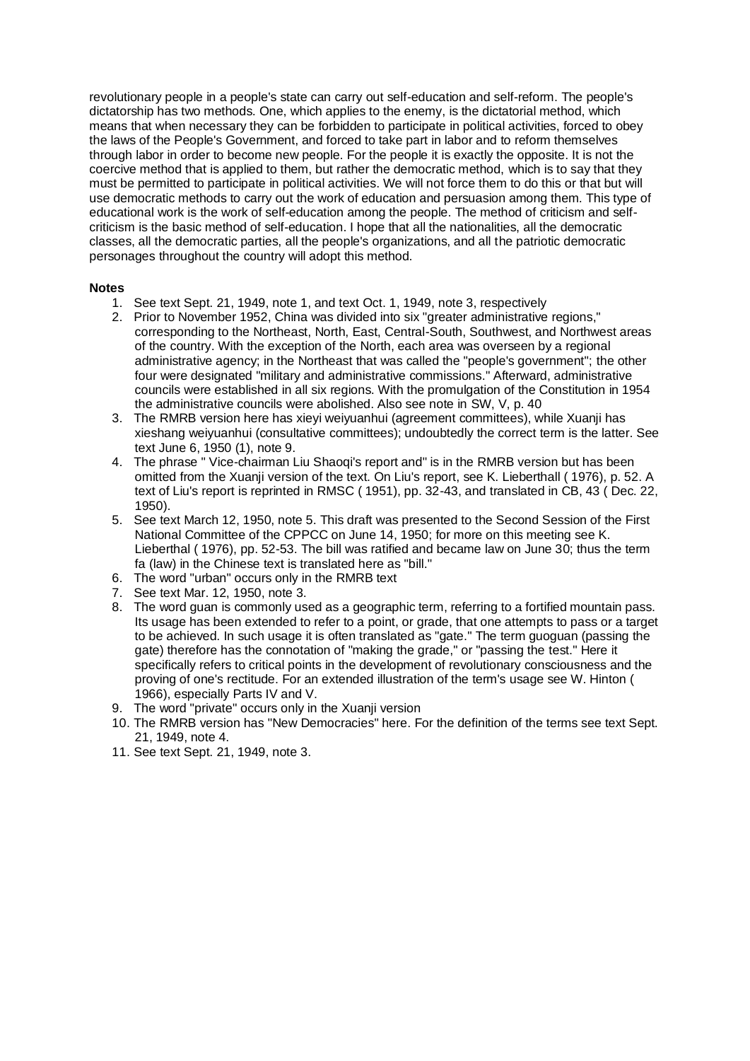revolutionary people in a people's state can carry out self-education and self-reform. The people's dictatorship has two methods. One, which applies to the enemy, is the dictatorial method, which means that when necessary they can be forbidden to participate in political activities, forced to obey the laws of the People's Government, and forced to take part in labor and to reform themselves through labor in order to become new people. For the people it is exactly the opposite. It is not the coercive method that is applied to them, but rather the democratic method, which is to say that they must be permitted to participate in political activities. We will not force them to do this or that but will use democratic methods to carry out the work of education and persuasion among them. This type of educational work is the work of self-education among the people. The method of criticism and self-criticism is the basic method of self-education. I hope that all the nationalities, all the democratic classes, all the democratic parties, all the people's organizations, and all the patriotic democratic personages throughout the country will adopt this method.

**Notes**

1. See text Sept. 21, 1949, note 1, and text Oct. 1, 1949, note 3, respectively
2. Prior to November 1952, China was divided into six "greater administrative regions," corresponding to the Northeast, North, East, Central-South, Southwest, and Northwest areas of the country. With the exception of the North, each area was overseen by a regional administrative agency; in the Northeast that was called the "people's government"; the other four were designated "military and administrative commissions." Afterward, administrative councils were established in all six regions. With the promulgation of the Constitution in 1954 the administrative councils were abolished. Also see note in SW, V, p. 40
3. The RMRB version here has xieyi weiyuanhui (agreement committees), while Xuanji has xieshang weiyuanhui (consultative committees); undoubtedly the correct term is the latter. See text June 6, 1950 (1), note 9.
4. The phrase " Vice-chairman Liu Shaoqi's report and" is in the RMRB version but has been omitted from the Xuanji version of the text. On Liu's report, see K. Lieberthall ( 1976), p. 52. A text of Liu's report is reprinted in RMSC ( 1951), pp. 32-43, and translated in CB, 43 ( Dec. 22, 1950).
5. See text March 12, 1950, note 5. This draft was presented to the Second Session of the First National Committee of the CPPCC on June 14, 1950; for more on this meeting see K. Lieberthal ( 1976), pp. 52-53. The bill was ratified and became law on June 30; thus the term fa (law) in the Chinese text is translated here as "bill."
6. The word "urban" occurs only in the RMRB text
7. See text Mar. 12, 1950, note 3.
8. The word guan is commonly used as a geographic term, referring to a fortified mountain pass. Its usage has been extended to refer to a point, or grade, that one attempts to pass or a target to be achieved. In such usage it is often translated as "gate." The term guoguan (passing the gate) therefore has the connotation of "making the grade," or "passing the test." Here it specifically refers to critical points in the development of revolutionary consciousness and the proving of one's rectitude. For an extended illustration of the term's usage see W. Hinton ( 1966), especially Parts IV and V.
9. The word "private" occurs only in the Xuanji version
10. The RMRB version has "New Democracies" here. For the definition of the terms see text Sept. 21, 1949, note 4.
11. See text Sept. 21, 1949, note 3.